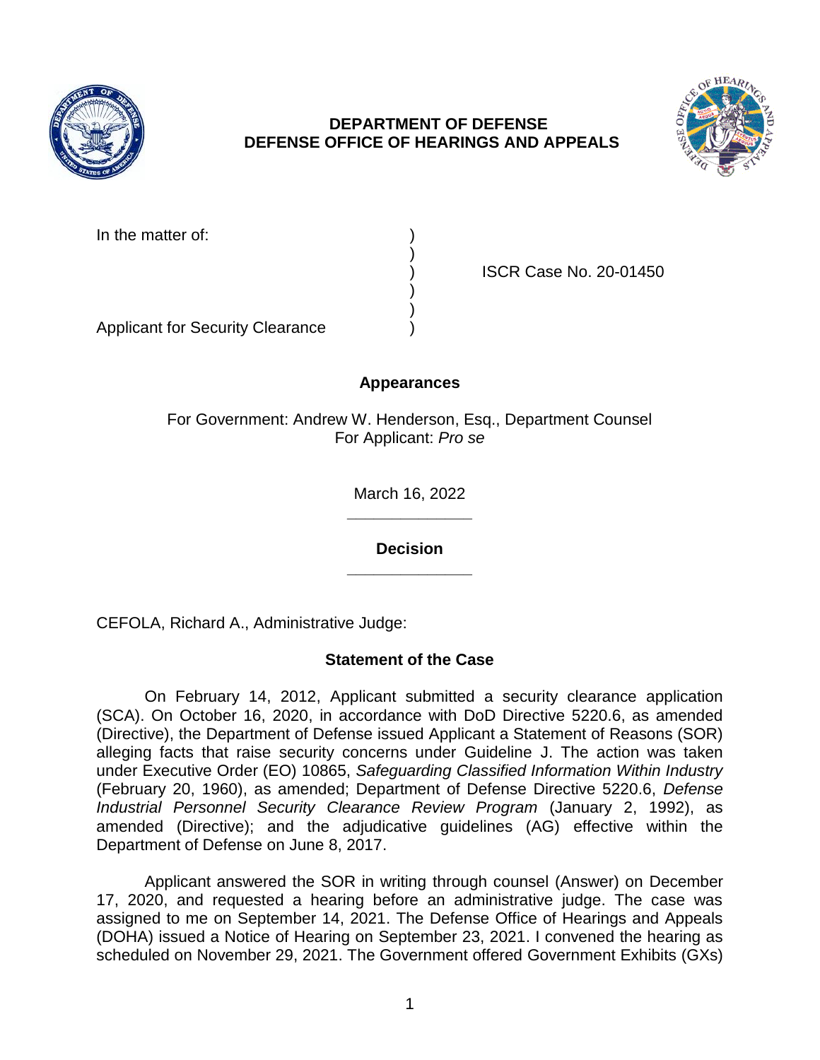**DEPARTMENT OF DEFENSE**
**DEFENSE OFFICE OF HEARINGS AND APPEALS**

In the matter of: )
)
) ISCR Case No. 20-01450
)
)
Applicant for Security Clearance )

## Appearances

For Government: Andrew W. Henderson, Esq., Department Counsel
For Applicant: *Pro se*

March 16, 2022

______________

## Decision

______________

CEFOLA, Richard A., Administrative Judge:

### Statement of the Case

On February 14, 2012, Applicant submitted a security clearance application (SCA). On October 16, 2020, in accordance with DoD Directive 5220.6, as amended (Directive), the Department of Defense issued Applicant a Statement of Reasons (SOR) alleging facts that raise security concerns under Guideline J. The action was taken under Executive Order (EO) 10865, *Safeguarding Classified Information Within Industry* (February 20, 1960), as amended; Department of Defense Directive 5220.6, *Defense Industrial Personnel Security Clearance Review Program* (January 2, 1992), as amended (Directive); and the adjudicative guidelines (AG) effective within the Department of Defense on June 8, 2017.

Applicant answered the SOR in writing through counsel (Answer) on December 17, 2020, and requested a hearing before an administrative judge. The case was assigned to me on September 14, 2021. The Defense Office of Hearings and Appeals (DOHA) issued a Notice of Hearing on September 23, 2021. I convened the hearing as scheduled on November 29, 2021. The Government offered Government Exhibits (GXs)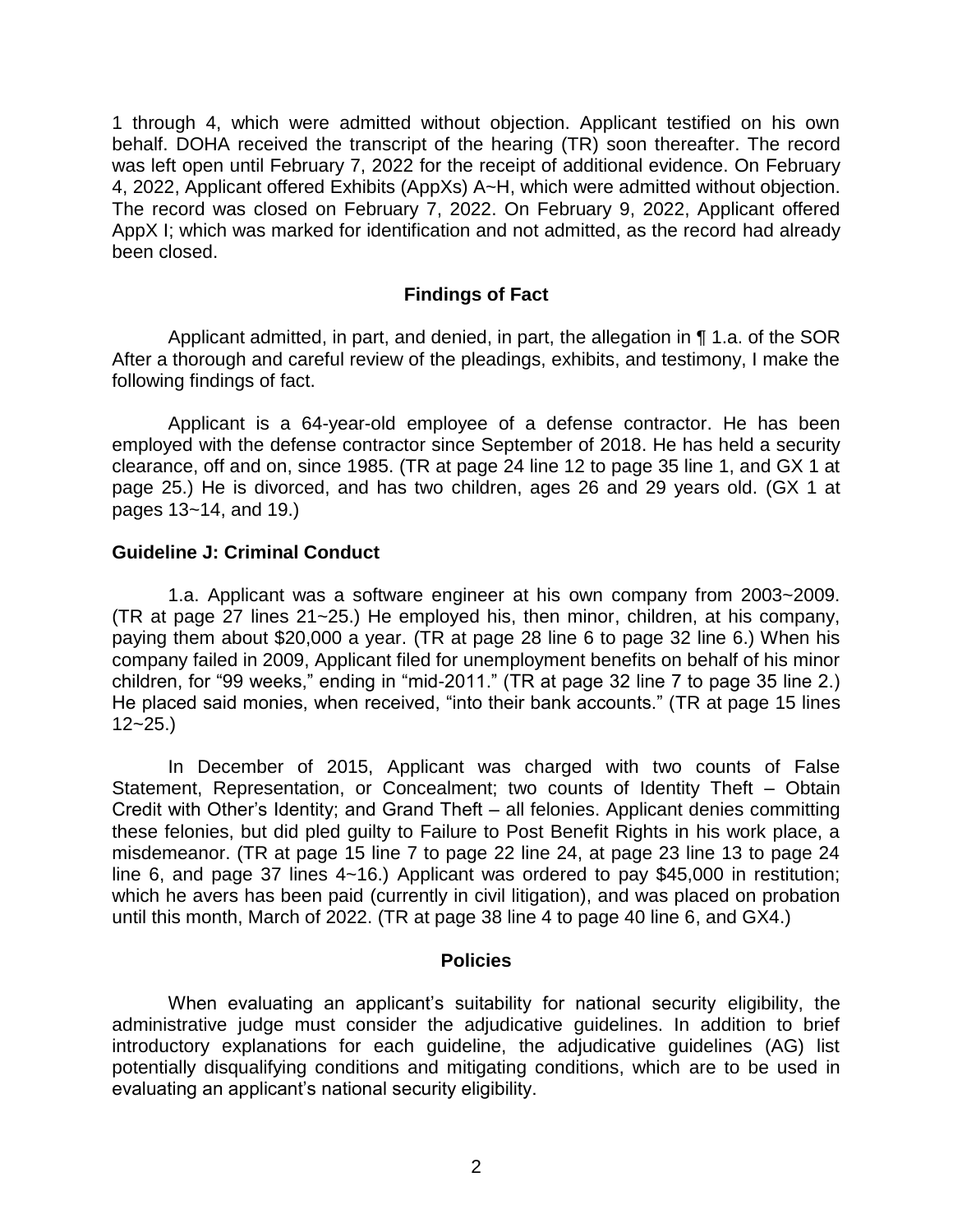1 through 4, which were admitted without objection. Applicant testified on his own behalf. DOHA received the transcript of the hearing (TR) soon thereafter. The record was left open until February 7, 2022 for the receipt of additional evidence. On February 4, 2022, Applicant offered Exhibits (AppXs) A~H, which were admitted without objection. The record was closed on February 7, 2022. On February 9, 2022, Applicant offered AppX I; which was marked for identification and not admitted, as the record had already been closed.

## Findings of Fact

Applicant admitted, in part, and denied, in part, the allegation in ¶ 1.a. of the SOR After a thorough and careful review of the pleadings, exhibits, and testimony, I make the following findings of fact.

Applicant is a 64-year-old employee of a defense contractor. He has been employed with the defense contractor since September of 2018. He has held a security clearance, off and on, since 1985. (TR at page 24 line 12 to page 35 line 1, and GX 1 at page 25.) He is divorced, and has two children, ages 26 and 29 years old. (GX 1 at pages 13~14, and 19.)

### Guideline J: Criminal Conduct

1.a. Applicant was a software engineer at his own company from 2003~2009. (TR at page 27 lines 21~25.) He employed his, then minor, children, at his company, paying them about $20,000 a year. (TR at page 28 line 6 to page 32 line 6.) When his company failed in 2009, Applicant filed for unemployment benefits on behalf of his minor children, for "99 weeks," ending in "mid-2011." (TR at page 32 line 7 to page 35 line 2.) He placed said monies, when received, "into their bank accounts." (TR at page 15 lines 12~25.)

In December of 2015, Applicant was charged with two counts of False Statement, Representation, or Concealment; two counts of Identity Theft – Obtain Credit with Other's Identity; and Grand Theft – all felonies. Applicant denies committing these felonies, but did pled guilty to Failure to Post Benefit Rights in his work place, a misdemeanor. (TR at page 15 line 7 to page 22 line 24, at page 23 line 13 to page 24 line 6, and page 37 lines 4~16.) Applicant was ordered to pay $45,000 in restitution; which he avers has been paid (currently in civil litigation), and was placed on probation until this month, March of 2022. (TR at page 38 line 4 to page 40 line 6, and GX4.)

## Policies

When evaluating an applicant's suitability for national security eligibility, the administrative judge must consider the adjudicative guidelines. In addition to brief introductory explanations for each guideline, the adjudicative guidelines (AG) list potentially disqualifying conditions and mitigating conditions, which are to be used in evaluating an applicant's national security eligibility.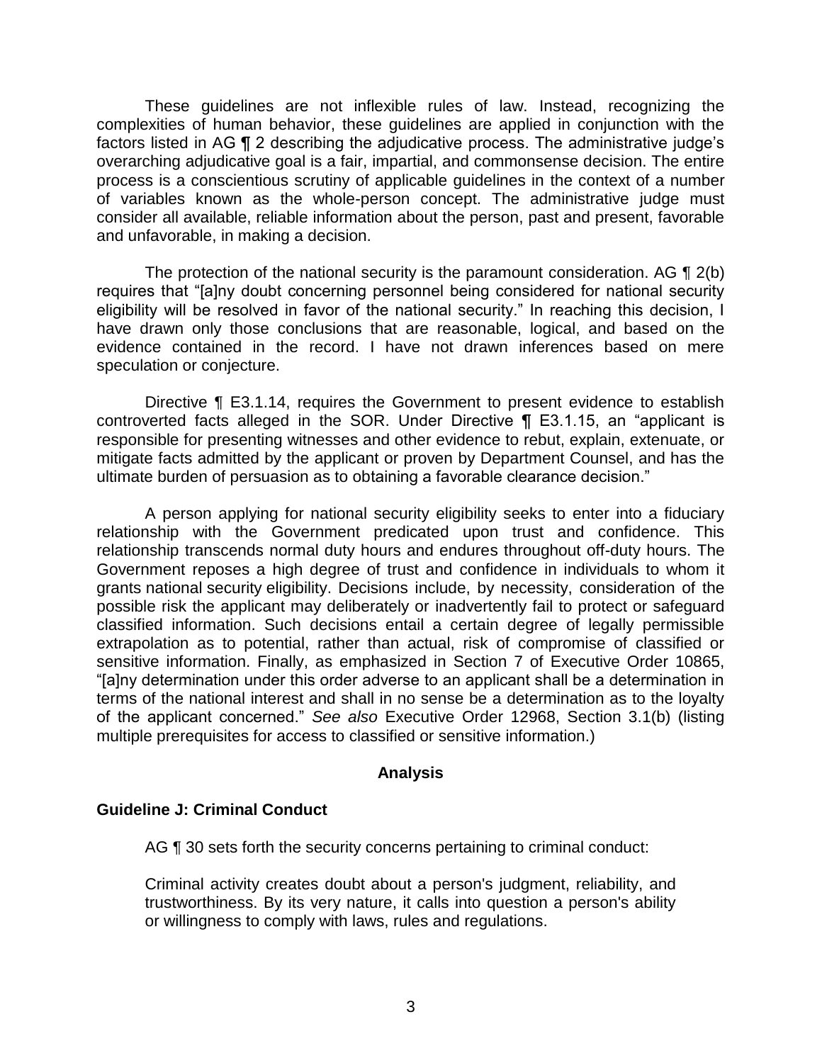These guidelines are not inflexible rules of law. Instead, recognizing the complexities of human behavior, these guidelines are applied in conjunction with the factors listed in AG ¶ 2 describing the adjudicative process. The administrative judge's overarching adjudicative goal is a fair, impartial, and commonsense decision. The entire process is a conscientious scrutiny of applicable guidelines in the context of a number of variables known as the whole-person concept. The administrative judge must consider all available, reliable information about the person, past and present, favorable and unfavorable, in making a decision.

The protection of the national security is the paramount consideration. AG ¶ 2(b) requires that "[a]ny doubt concerning personnel being considered for national security eligibility will be resolved in favor of the national security." In reaching this decision, I have drawn only those conclusions that are reasonable, logical, and based on the evidence contained in the record. I have not drawn inferences based on mere speculation or conjecture.

Directive ¶ E3.1.14, requires the Government to present evidence to establish controverted facts alleged in the SOR. Under Directive ¶ E3.1.15, an "applicant is responsible for presenting witnesses and other evidence to rebut, explain, extenuate, or mitigate facts admitted by the applicant or proven by Department Counsel, and has the ultimate burden of persuasion as to obtaining a favorable clearance decision."

A person applying for national security eligibility seeks to enter into a fiduciary relationship with the Government predicated upon trust and confidence. This relationship transcends normal duty hours and endures throughout off-duty hours. The Government reposes a high degree of trust and confidence in individuals to whom it grants national security eligibility. Decisions include, by necessity, consideration of the possible risk the applicant may deliberately or inadvertently fail to protect or safeguard classified information. Such decisions entail a certain degree of legally permissible extrapolation as to potential, rather than actual, risk of compromise of classified or sensitive information. Finally, as emphasized in Section 7 of Executive Order 10865, "[a]ny determination under this order adverse to an applicant shall be a determination in terms of the national interest and shall in no sense be a determination as to the loyalty of the applicant concerned." *See also* Executive Order 12968, Section 3.1(b) (listing multiple prerequisites for access to classified or sensitive information.)

## Analysis

### Guideline J: Criminal Conduct

AG ¶ 30 sets forth the security concerns pertaining to criminal conduct:

> Criminal activity creates doubt about a person's judgment, reliability, and trustworthiness. By its very nature, it calls into question a person's ability or willingness to comply with laws, rules and regulations.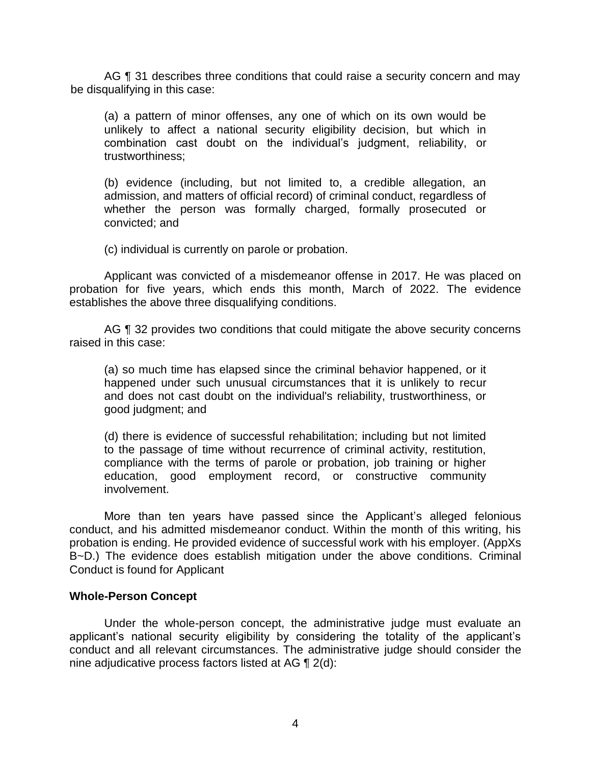AG ¶ 31 describes three conditions that could raise a security concern and may be disqualifying in this case:

> (a) a pattern of minor offenses, any one of which on its own would be unlikely to affect a national security eligibility decision, but which in combination cast doubt on the individual's judgment, reliability, or trustworthiness;
>
> (b) evidence (including, but not limited to, a credible allegation, an admission, and matters of official record) of criminal conduct, regardless of whether the person was formally charged, formally prosecuted or convicted; and
>
> (c) individual is currently on parole or probation.

Applicant was convicted of a misdemeanor offense in 2017. He was placed on probation for five years, which ends this month, March of 2022. The evidence establishes the above three disqualifying conditions.

AG ¶ 32 provides two conditions that could mitigate the above security concerns raised in this case:

> (a) so much time has elapsed since the criminal behavior happened, or it happened under such unusual circumstances that it is unlikely to recur and does not cast doubt on the individual's reliability, trustworthiness, or good judgment; and
>
> (d) there is evidence of successful rehabilitation; including but not limited to the passage of time without recurrence of criminal activity, restitution, compliance with the terms of parole or probation, job training or higher education, good employment record, or constructive community involvement.

More than ten years have passed since the Applicant's alleged felonious conduct, and his admitted misdemeanor conduct. Within the month of this writing, his probation is ending. He provided evidence of successful work with his employer. (AppXs B~D.) The evidence does establish mitigation under the above conditions. Criminal Conduct is found for Applicant

**Whole-Person Concept**

Under the whole-person concept, the administrative judge must evaluate an applicant's national security eligibility by considering the totality of the applicant's conduct and all relevant circumstances. The administrative judge should consider the nine adjudicative process factors listed at AG ¶ 2(d):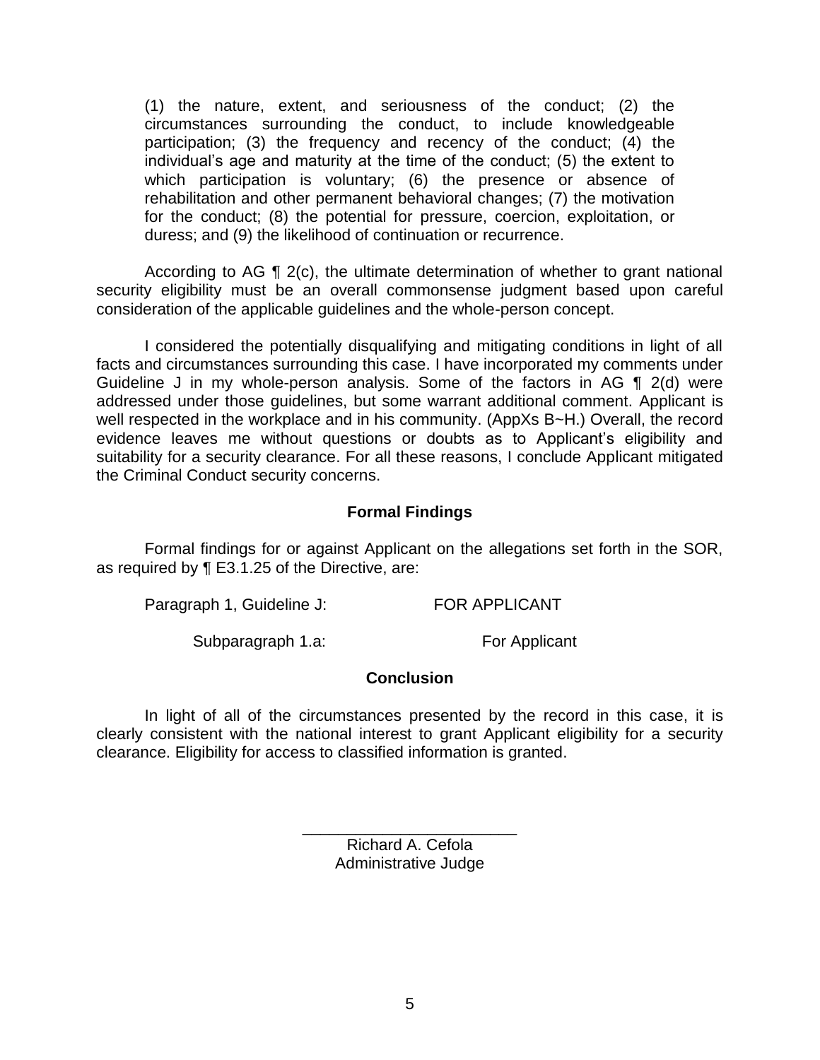> (1) the nature, extent, and seriousness of the conduct; (2) the circumstances surrounding the conduct, to include knowledgeable participation; (3) the frequency and recency of the conduct; (4) the individual's age and maturity at the time of the conduct; (5) the extent to which participation is voluntary; (6) the presence or absence of rehabilitation and other permanent behavioral changes; (7) the motivation for the conduct; (8) the potential for pressure, coercion, exploitation, or duress; and (9) the likelihood of continuation or recurrence.

According to AG ¶ 2(c), the ultimate determination of whether to grant national security eligibility must be an overall commonsense judgment based upon careful consideration of the applicable guidelines and the whole-person concept.

I considered the potentially disqualifying and mitigating conditions in light of all facts and circumstances surrounding this case. I have incorporated my comments under Guideline J in my whole-person analysis. Some of the factors in AG ¶ 2(d) were addressed under those guidelines, but some warrant additional comment. Applicant is well respected in the workplace and in his community. (AppXs B~H.) Overall, the record evidence leaves me without questions or doubts as to Applicant's eligibility and suitability for a security clearance. For all these reasons, I conclude Applicant mitigated the Criminal Conduct security concerns.

## Formal Findings

Formal findings for or against Applicant on the allegations set forth in the SOR, as required by ¶ E3.1.25 of the Directive, are:

| | |
|---|---|
| Paragraph 1, Guideline J: | FOR APPLICANT |
| Subparagraph 1.a: | For Applicant |

## Conclusion

In light of all of the circumstances presented by the record in this case, it is clearly consistent with the national interest to grant Applicant eligibility for a security clearance. Eligibility for access to classified information is granted.

\_\_\_\_\_\_\_\_\_\_\_\_\_\_\_\_\_\_\_\_\_\_\_\_
Richard A. Cefola
Administrative Judge